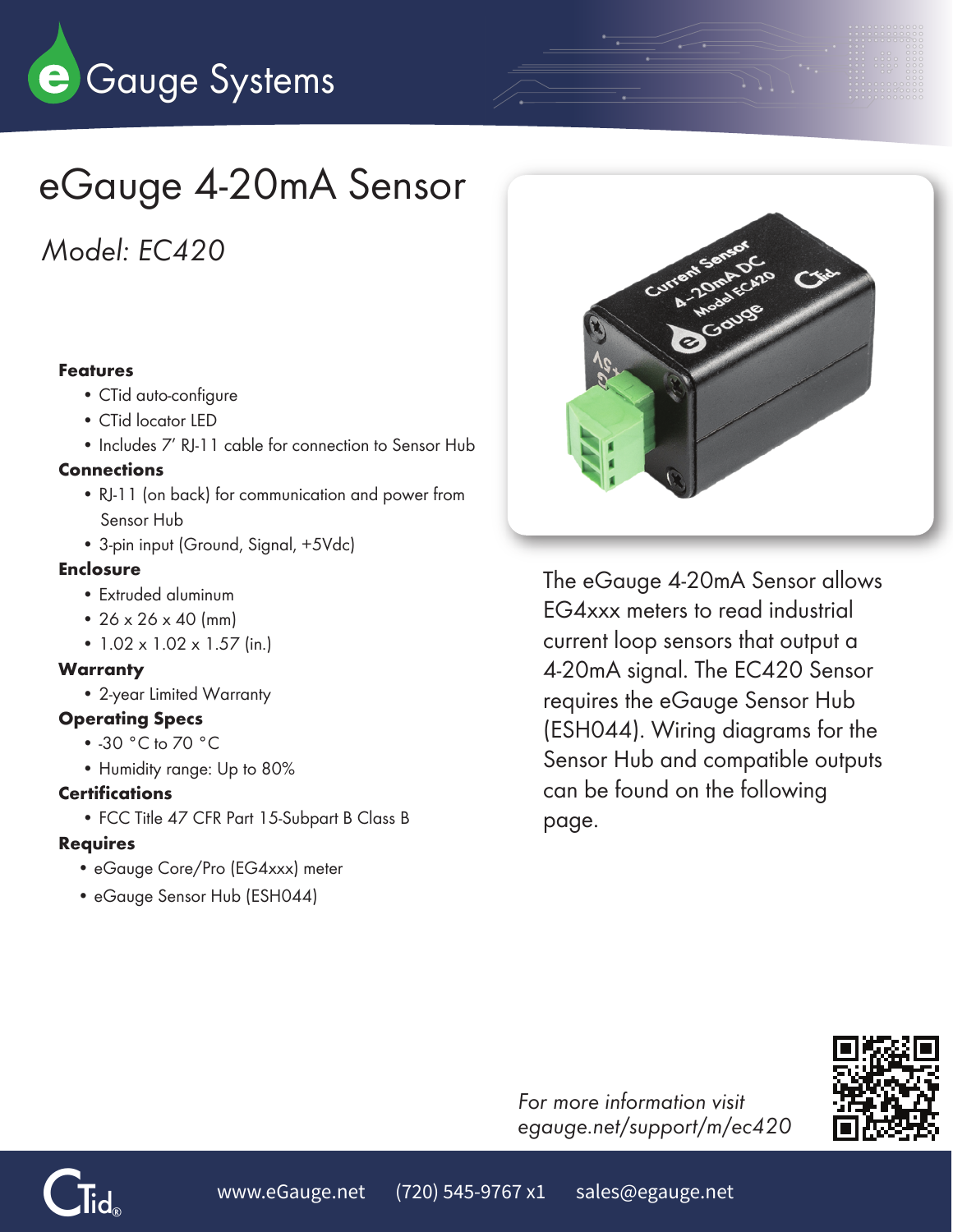eGauge Systems

# eGauge 4-20mA Sensor

*Model: EC420*

**Features**

- CTid auto-configure
- CTid locator LED
- Includes 7′ RJ-11 cable for connection to Sensor Hub

**Connections**

- RJ-11 (on back) for communication and power from Sensor Hub
- 3-pin input (Ground, Signal, +5Vdc)

**Enclosure**

- Extruded aluminum
- 26 x 26 x 40 (mm)
- 1.02 x 1.02 x 1.57 (in.)

**Warranty**

- 2-year Limited Warranty

**Operating Specs**

- -30 °C to 70 °C
- Humidity range: Up to 80%

**Certifications**

- FCC Title 47 CFR Part 15-Subpart B Class B

**Requires**

- eGauge Core/Pro (EG4xxx) meter
- eGauge Sensor Hub (ESH044)

The eGauge 4-20mA Sensor allows EG4xxx meters to read industrial current loop sensors that output a 4-20mA signal. The EC420 Sensor requires the eGauge Sensor Hub (ESH044). Wiring diagrams for the Sensor Hub and compatible outputs can be found on the following page.

*For more information visit egauge.net/support/m/ec420*

www.eGauge.net (720) 545-9767 x1 sales@egauge.net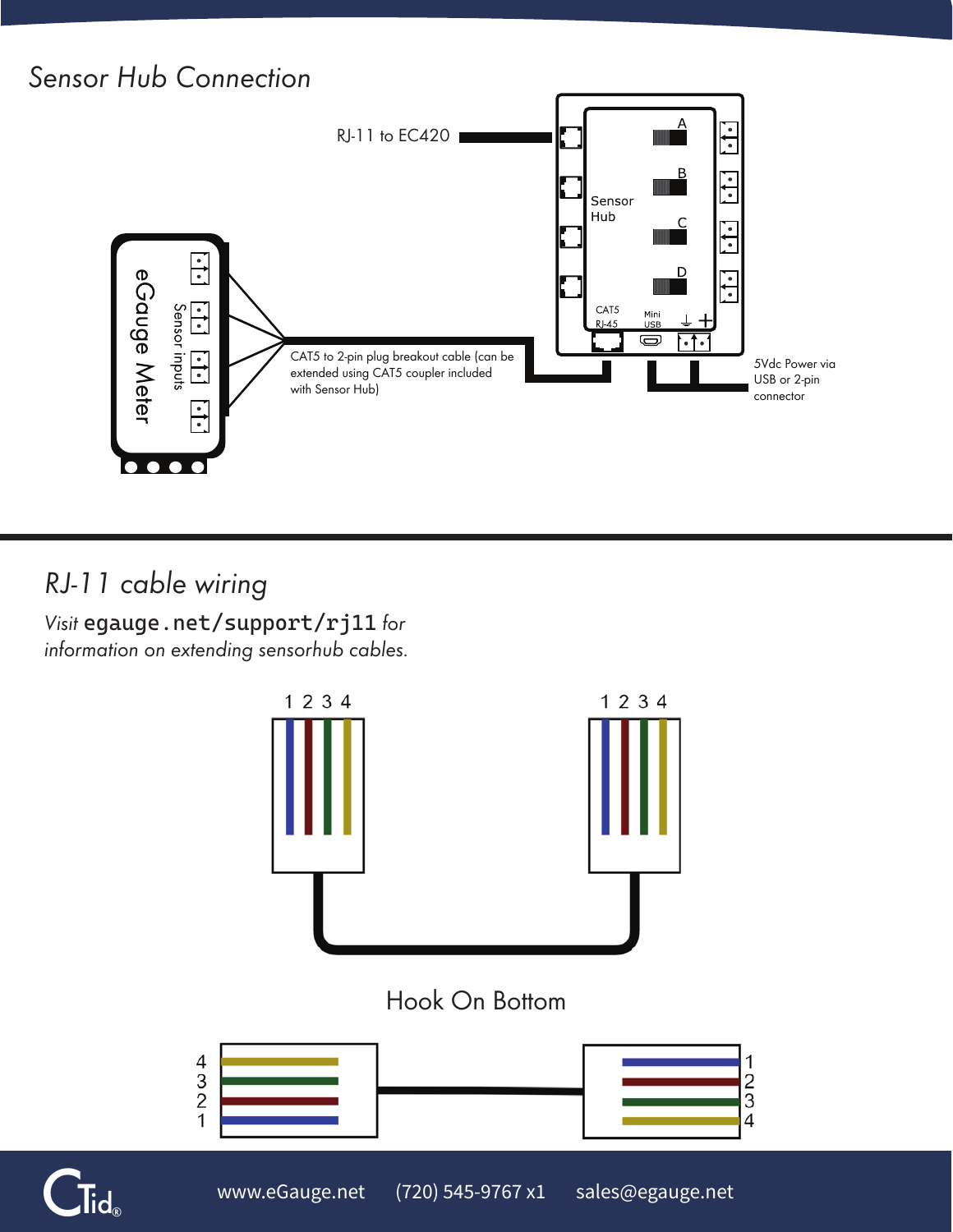## Sensor Hub Connection

RJ-11 to EC420

Sensor Hub

A

B

C

D

CAT5 RJ-45

Mini USB

eGauge Meter

Sensor inputs

CAT5 to 2-pin plug breakout cable (can be extended using CAT5 coupler included with Sensor Hub)

5Vdc Power via USB or 2-pin connector

## RJ-11 cable wiring

*Visit* `egauge.net/support/rj11` *for information on extending sensorhub cables.*

1 2 3 4

1 2 3 4

Hook On Bottom

4
3
2
1

1
2
3
4

www.eGauge.net (720) 545-9767 x1 sales@egauge.net